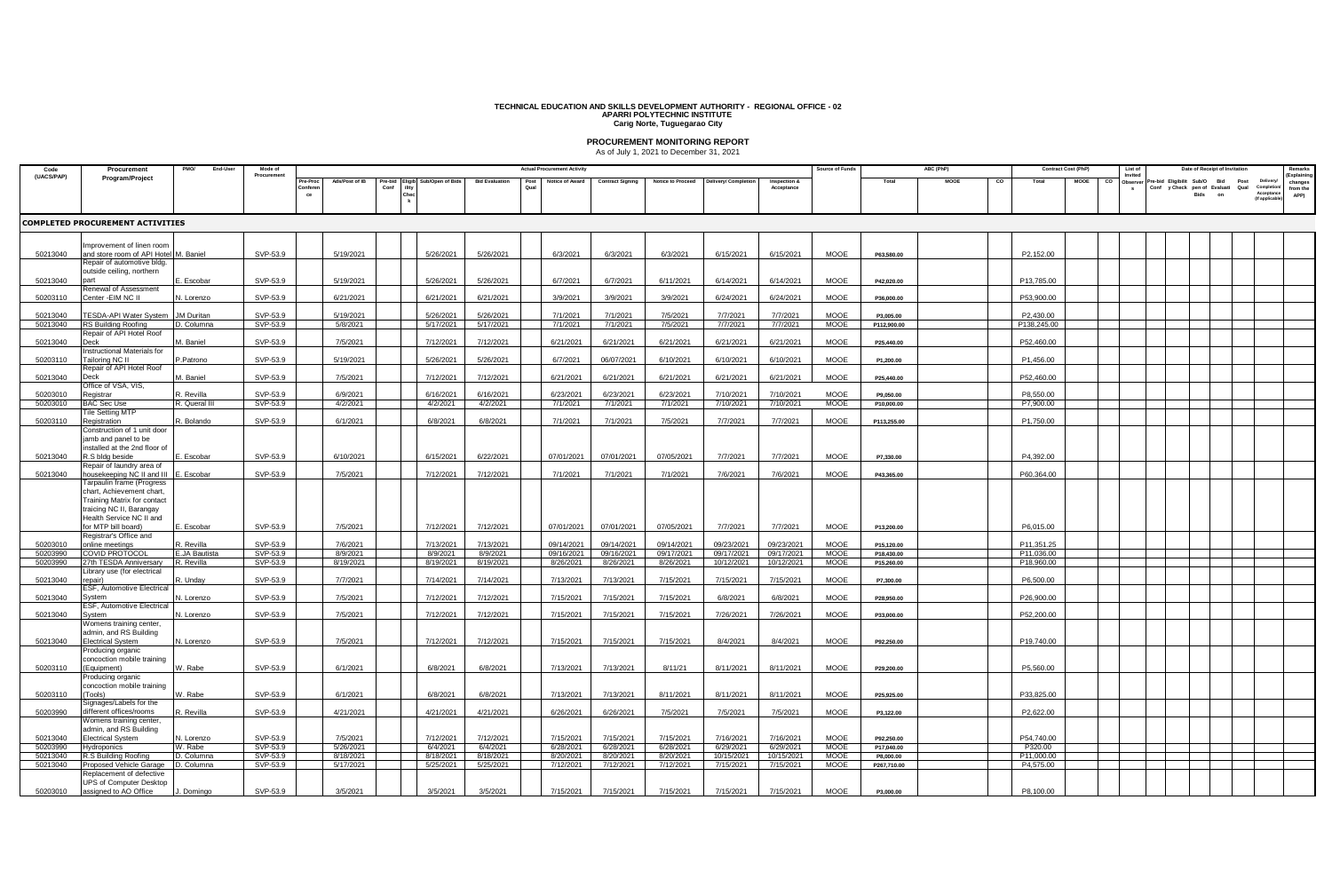**TECHNICAL EDUCATION AND SKILLS DEVELOPMENT AUTHORITY - REGIONAL OFFICE - 02**
**APARRI POLYTECHNIC INSTITUTE**
**Carig Norte, Tuguegarao City**

**PROCUREMENT MONITORING REPORT**
As of July 1, 2021 to December 31, 2021

| Code (UACS/PAP) | Procurement Program/Project | PMO/ End-User | Mode of Procurement | Actual Procurement Activity | | | | | | | | | | | | Source of Funds | ABC (PhP) | | | Contract Cost (PhP) | | | List of Invited Observers | Date of Receipt of Invitation | | | | | | | Remarks (Explaining changes from the APP) |
|---|---|---|---|---|---|---|---|---|---|---|---|---|---|---|---|---|---|---|---|---|---|---|---|---|---|---|---|---|---|---|---|
| | | | | Pre-Proc Conference | Ads/Post of IB | Pre-bid Conf | Eligibility Check | Sub/Open of Bids | Bid Evaluation | Post Qual | Notice of Award | Contract Signing | Notice to Proceed | Delivery/ Completion | Inspection & Acceptance | | Total | MOOE | CO | Total | MOOE | CO | | Pre-bid Conf | Eligibility Check | Sub/Open of Bids | Bid Evaluation | Post Qual | Delivery/ Completion Acceptance (If applicable) | | |
| **COMPLETED PROCUREMENT ACTIVITIES** | | | | | | | | | | | | | | | | | | | | | | | | | | | | | | | |
| 50213040 | Improvement of linen room and store room of API Hotel | M. Baniel | SVP-53.9 | | 5/19/2021 | | | 5/26/2021 | 5/26/2021 | | 6/3/2021 | 6/3/2021 | 6/3/2021 | 6/15/2021 | 6/15/2021 | MOOE | P63,580.00 | | | P2,152.00 | | | | | | | | | | | |
| 50213040 | Repair of automotive bldg. outside ceiling, northern part | E. Escobar | SVP-53.9 | | 5/19/2021 | | | 5/26/2021 | 5/26/2021 | | 6/7/2021 | 6/7/2021 | 6/11/2021 | 6/14/2021 | 6/14/2021 | MOOE | P42,020.00 | | | P13,785.00 | | | | | | | | | | | |
| 50203110 | Renewal of Assessment Center -EIM NC II | N. Lorenzo | SVP-53.9 | | 6/21/2021 | | | 6/21/2021 | 6/21/2021 | | 3/9/2021 | 3/9/2021 | 3/9/2021 | 6/24/2021 | 6/24/2021 | MOOE | P36,000.00 | | | P53,900.00 | | | | | | | | | | | |
| 50213040 | TESDA-API Water System | JM Duritan | SVP-53.9 | | 5/19/2021 | | | 5/26/2021 | 5/26/2021 | | 7/1/2021 | 7/1/2021 | 7/5/2021 | 7/7/2021 | 7/7/2021 | MOOE | P3,005.00 | | | P2,430.00 | | | | | | | | | | | |
| 50213040 | RS Building Roofing | D. Columna | SVP-53.9 | | 5/8/2021 | | | 5/17/2021 | 5/17/2021 | | 7/1/2021 | 7/1/2021 | 7/5/2021 | 7/7/2021 | 7/7/2021 | MOOE | P112,900.00 | | | P138,245.00 | | | | | | | | | | | |
| 50213040 | Repair of API Hotel Roof Deck | M. Baniel | SVP-53.9 | | 7/5/2021 | | | 7/12/2021 | 7/12/2021 | | 6/21/2021 | 6/21/2021 | 6/21/2021 | 6/21/2021 | 6/21/2021 | MOOE | P25,440.00 | | | P52,460.00 | | | | | | | | | | | |
| 50203110 | Instructional Materials for Tailoring NC II | P.Patrono | SVP-53.9 | | 5/19/2021 | | | 5/26/2021 | 5/26/2021 | | 6/7/2021 | 06/07/2021 | 6/10/2021 | 6/10/2021 | 6/10/2021 | MOOE | P1,200.00 | | | P1,456.00 | | | | | | | | | | | |
| 50213040 | Repair of API Hotel Roof Deck | M. Baniel | SVP-53.9 | | 7/5/2021 | | | 7/12/2021 | 7/12/2021 | | 6/21/2021 | 6/21/2021 | 6/21/2021 | 6/21/2021 | 6/21/2021 | MOOE | P25,440.00 | | | P52,460.00 | | | | | | | | | | | |
| 50203010 | Office of VSA, VIS, Registrar | R. Revilla | SVP-53.9 | | 6/9/2021 | | | 6/16/2021 | 6/16/2021 | | 6/23/2021 | 6/23/2021 | 6/23/2021 | 7/10/2021 | 7/10/2021 | MOOE | P9,050.00 | | | P8,550.00 | | | | | | | | | | | |
| 50203010 | BAC Sec Use | R. Queral III | SVP-53.9 | | 4/2/2021 | | | 4/2/2021 | 4/2/2021 | | 7/1/2021 | 7/1/2021 | 7/1/2021 | 7/10/2021 | 7/10/2021 | MOOE | P10,000.00 | | | P7,900.00 | | | | | | | | | | | |
| 50203110 | Tile Setting MTP Registration | R. Bolando | SVP-53.9 | | 6/1/2021 | | | 6/8/2021 | 6/8/2021 | | 7/1/2021 | 7/1/2021 | 7/5/2021 | 7/7/2021 | 7/7/2021 | MOOE | P113,255.00 | | | P1,750.00 | | | | | | | | | | | |
| 50213040 | Construction of 1 unit door jamb and panel to be installed at the 2nd floor of R.S bldg beside | E. Escobar | SVP-53.9 | | 6/10/2021 | | | 6/15/2021 | 6/22/2021 | | 07/01/2021 | 07/01/2021 | 07/05/2021 | 7/7/2021 | 7/7/2021 | MOOE | P7,330.00 | | | P4,392.00 | | | | | | | | | | | |
| 50213040 | Repair of laundry area of housekeeping NC II and III | E. Escobar | SVP-53.9 | | 7/5/2021 | | | 7/12/2021 | 7/12/2021 | | 7/1/2021 | 7/1/2021 | 7/1/2021 | 7/6/2021 | 7/6/2021 | MOOE | P43,365.00 | | | P60,364.00 | | | | | | | | | | | |
| | Tarpaulin frame (Progress chart, Achievement chart, Training Matrix for contact traicing NC II, Barangay Health Service NC II and for MTP bill board) | E. Escobar | SVP-53.9 | | 7/5/2021 | | | 7/12/2021 | 7/12/2021 | | 07/01/2021 | 07/01/2021 | 07/05/2021 | 7/7/2021 | 7/7/2021 | MOOE | P13,200.00 | | | P6,015.00 | | | | | | | | | | | |
| 50203010 | Registrar's Office and online meetings | R. Revilla | SVP-53.9 | | 7/6/2021 | | | 7/13/2021 | 7/13/2021 | | 09/14/2021 | 09/14/2021 | 09/14/2021 | 09/23/2021 | 09/23/2021 | MOOE | P15,120.00 | | | P11,351.25 | | | | | | | | | | | |
| 50203990 | COVID PROTOCOL | E.JA Bautista | SVP-53.9 | | 8/9/2021 | | | 8/9/2021 | 8/9/2021 | | 09/16/2021 | 09/16/2021 | 09/17/2021 | 09/17/2021 | 09/17/2021 | MOOE | P18,430.00 | | | P11,036.00 | | | | | | | | | | | |
| 50203990 | 27th TESDA Anniversary | R. Revilla | SVP-53.9 | | 8/19/2021 | | | 8/19/2021 | 8/19/2021 | | 8/26/2021 | 8/26/2021 | 8/26/2021 | 10/12/2021 | 10/12/2021 | MOOE | P15,260.00 | | | P18,960.00 | | | | | | | | | | | |
| 50213040 | Library use (for electrical repair) | R. Unday | SVP-53.9 | | 7/7/2021 | | | 7/14/2021 | 7/14/2021 | | 7/13/2021 | 7/13/2021 | 7/15/2021 | 7/15/2021 | 7/15/2021 | MOOE | P7,300.00 | | | P6,500.00 | | | | | | | | | | | |
| 50213040 | ESF, Automotive Electrical System | N. Lorenzo | SVP-53.9 | | 7/5/2021 | | | 7/12/2021 | 7/12/2021 | | 7/15/2021 | 7/15/2021 | 7/15/2021 | 6/8/2021 | 6/8/2021 | MOOE | P28,950.00 | | | P26,900.00 | | | | | | | | | | | |
| 50213040 | ESF, Automotive Electrical System | N. Lorenzo | SVP-53.9 | | 7/5/2021 | | | 7/12/2021 | 7/12/2021 | | 7/15/2021 | 7/15/2021 | 7/15/2021 | 7/26/2021 | 7/26/2021 | MOOE | P33,000.00 | | | P52,200.00 | | | | | | | | | | | |
| 50213040 | Womens training center, admin, and RS Building Electrical System | N. Lorenzo | SVP-53.9 | | 7/5/2021 | | | 7/12/2021 | 7/12/2021 | | 7/15/2021 | 7/15/2021 | 7/15/2021 | 8/4/2021 | 8/4/2021 | MOOE | P92,250.00 | | | P19,740.00 | | | | | | | | | | | |
| 50203110 | Producing organic concoction mobile training (Equipment) | W. Rabe | SVP-53.9 | | 6/1/2021 | | | 6/8/2021 | 6/8/2021 | | 7/13/2021 | 7/13/2021 | 8/11/21 | 8/11/2021 | 8/11/2021 | MOOE | P29,200.00 | | | P5,560.00 | | | | | | | | | | | |
| 50203110 | Producing organic concoction mobile training (Tools) | W. Rabe | SVP-53.9 | | 6/1/2021 | | | 6/8/2021 | 6/8/2021 | | 7/13/2021 | 7/13/2021 | 8/11/2021 | 8/11/2021 | 8/11/2021 | MOOE | P25,925.00 | | | P33,825.00 | | | | | | | | | | | |
| 50203990 | Signages/Labels for the different offices/rooms | R. Revilla | SVP-53.9 | | 4/21/2021 | | | 4/21/2021 | 4/21/2021 | | 6/26/2021 | 6/26/2021 | 7/5/2021 | 7/5/2021 | 7/5/2021 | MOOE | P3,122.00 | | | P2,622.00 | | | | | | | | | | | |
| 50213040 | Womens training center, admin, and RS Building Electrical System | N. Lorenzo | SVP-53.9 | | 7/5/2021 | | | 7/12/2021 | 7/12/2021 | | 7/15/2021 | 7/15/2021 | 7/15/2021 | 7/16/2021 | 7/16/2021 | MOOE | P92,250.00 | | | P54,740.00 | | | | | | | | | | | |
| 50203990 | Hydroponics | W. Rabe | SVP-53.9 | | 5/26/2021 | | | 6/4/2021 | 6/4/2021 | | 6/28/2021 | 6/28/2021 | 6/28/2021 | 6/29/2021 | 6/29/2021 | MOOE | P17,040.00 | | | P320.00 | | | | | | | | | | | |
| 50213040 | R.S Building Roofing | D. Columna | SVP-53.9 | | 8/18/2021 | | | 8/18/2021 | 8/18/2021 | | 8/20/2021 | 8/20/2021 | 8/20/2021 | 10/15/2021 | 10/15/2021 | MOOE | P8,000.00 | | | P11,000.00 | | | | | | | | | | | |
| 50213040 | Proposed Vehicle Garage | D. Columna | SVP-53.9 | | 5/17/2021 | | | 5/25/2021 | 5/25/2021 | | 7/12/2021 | 7/12/2021 | 7/12/2021 | 7/15/2021 | 7/15/2021 | MOOE | P267,710.00 | | | P4,575.00 | | | | | | | | | | | |
| 50203010 | Replacement of defective UPS of Computer Desktop assigned to AO Office | J. Domingo | SVP-53.9 | | 3/5/2021 | | | 3/5/2021 | 3/5/2021 | | 7/15/2021 | 7/15/2021 | 7/15/2021 | 7/15/2021 | 7/15/2021 | MOOE | P3,000.00 | | | P8,100.00 | | | | | | | | | | | |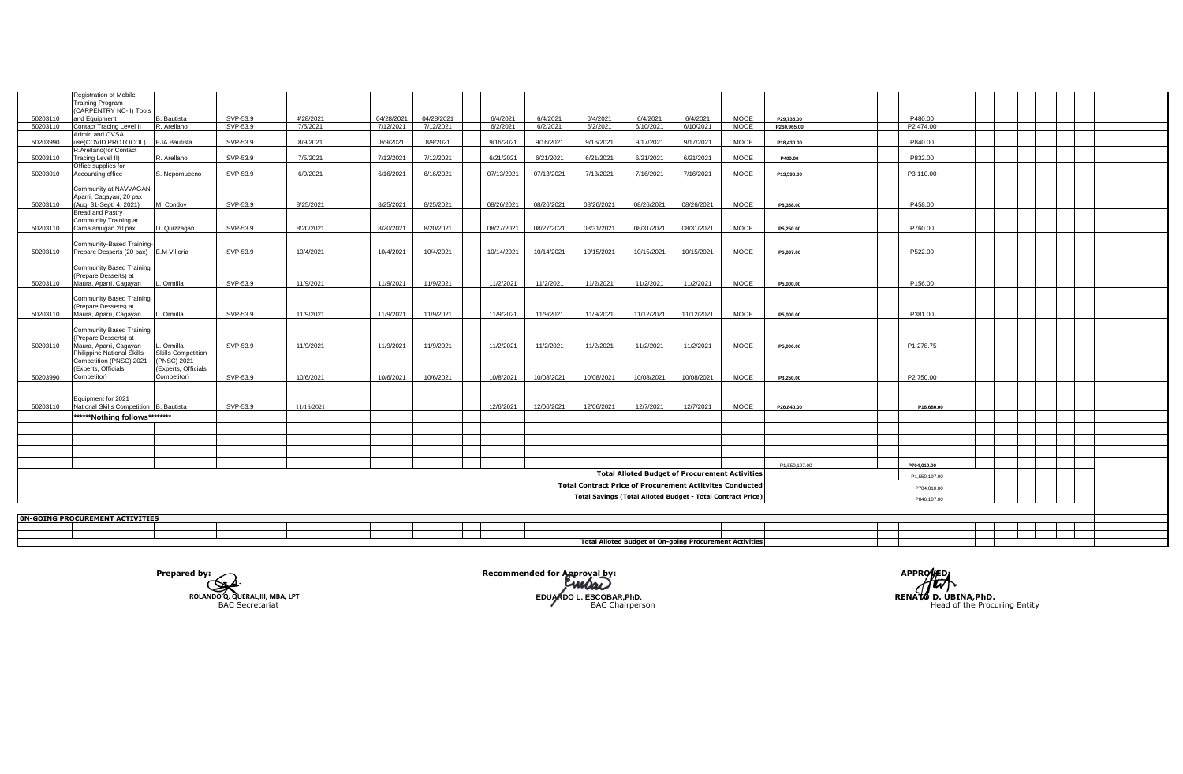| | | | | | | | | | | | | | | | | | | | | |
|---|---|---|---|---|---|---|---|---|---|---|---|---|---|---|---|---|---|---|---|---|
| 50203110 | Registration of Mobile Training Program (CARPENTRY NC-II) Tools and Equipment | B. Bautista | SVP-53.9 | | 4/28/2021 | | | 04/28/2021 | 04/28/2021 | | 6/4/2021 | 6/4/2021 | 6/4/2021 | 6/4/2021 | 6/4/2021 | MOOE | P29,735.00 | | | P480.00 |
| 50203110 | Contact Tracing Level II | R. Arellano | SVP-53.9 | | 7/5/2021 | | | 7/12/2021 | 7/12/2021 | | 6/2/2021 | 6/2/2021 | 6/2/2021 | 6/10/2021 | 6/10/2021 | MOOE | P260,965.00 | | | P2,474.00 |
| 50203990 | Admin and OVSA use(COVID PROTOCOL) | EJA Bautista | SVP-53.9 | | 8/9/2021 | | | 8/9/2021 | 8/9/2021 | | 9/16/2021 | 9/16/2021 | 9/16/2021 | 9/17/2021 | 9/17/2021 | MOOE | P18,430.00 | | | P840.00 |
| 50203110 | R.Arellano(for Contact Tracing Level II) | R. Arellano | SVP-53.9 | | 7/5/2021 | | | 7/12/2021 | 7/12/2021 | | 6/21/2021 | 6/21/2021 | 6/21/2021 | 6/21/2021 | 6/21/2021 | MOOE | P400.00 | | | P832.00 |
| 50203010 | Office supplies for Accounting office | S. Nepomuceno | SVP-53.9 | | 6/9/2021 | | | 6/16/2021 | 6/16/2021 | | 07/13/2021 | 07/13/2021 | 7/13/2021 | 7/16/2021 | 7/16/2021 | MOOE | P13,590.00 | | | P3,110.00 |
| 50203110 | Community at NAVVAGAN, Aparri, Cagayan, 20 pax (Aug. 31-Sept. 4, 2021) | M. Condoy | SVP-53.9 | | 8/25/2021 | | | 8/25/2021 | 8/25/2021 | | 08/26/2021 | 08/26/2021 | 08/26/2021 | 08/26/2021 | 08/26/2021 | MOOE | P8,358.00 | | | P458.00 |
| 50203110 | Bread and Pastry Community Training at Camalaniugan 20 pax | D. Quizzagan | SVP-53.9 | | 8/20/2021 | | | 8/20/2021 | 8/20/2021 | | 08/27/2021 | 08/27/2021 | 08/31/2021 | 08/31/2021 | 08/31/2021 | MOOE | P5,250.00 | | | P760.00 |
| 50203110 | Community-Based Training-Prepare Desserts (20 pax) | E.M Villoria | SVP-53.9 | | 10/4/2021 | | | 10/4/2021 | 10/4/2021 | | 10/14/2021 | 10/14/2021 | 10/15/2021 | 10/15/2021 | 10/15/2021 | MOOE | P6,037.00 | | | P522.00 |
| 50203110 | Community Based Training (Prepare Desserts) at Maura, Aparri, Cagayan | L. Ormilla | SVP-53.9 | | 11/9/2021 | | | 11/9/2021 | 11/9/2021 | | 11/2/2021 | 11/2/2021 | 11/2/2021 | 11/2/2021 | 11/2/2021 | MOOE | P5,000.00 | | | P156.00 |
| 50203110 | Community Based Training (Prepare Desserts) at Maura, Aparri, Cagayan | L. Ormilla | SVP-53.9 | | 11/9/2021 | | | 11/9/2021 | 11/9/2021 | | 11/9/2021 | 11/9/2021 | 11/9/2021 | 11/12/2021 | 11/12/2021 | MOOE | P5,000.00 | | | P381.00 |
| 50203110 | Community Based Training (Prepare Desserts) at Maura, Aparri, Cagayan | L. Ormilla | SVP-53.9 | | 11/9/2021 | | | 11/9/2021 | 11/9/2021 | | 11/2/2021 | 11/2/2021 | 11/2/2021 | 11/2/2021 | 11/2/2021 | MOOE | P5,000.00 | | | P1,278.75 |
| 50203990 | Philippine National Skills Competition (PNSC) 2021 (Experts, Officials, Competitor) | Skills Competition (PNSC) 2021 (Experts, Officials, Competitor) | SVP-53.9 | | 10/6/2021 | | | 10/6/2021 | 10/6/2021 | | 10/8/2021 | 10/08/2021 | 10/08/2021 | 10/08/2021 | 10/08/2021 | MOOE | P3,250.00 | | | P2,750.00 |
| 50203110 | Equipment for 2021 National Skills Competition | B. Bautista | SVP-53.9 | | 11/16/2021 | | | | | | 12/6/2021 | 12/06/2021 | 12/06/2021 | 12/7/2021 | 12/7/2021 | MOOE | P26,840.00 | | | P16,680.00 |
| | ******Nothing follows******** | | | | | | | | | | | | | | | | | | | |
| | | | | | | | | | | | | | | | | | P1,550,197.00 | | | P704,010.00 |
| | | | | | | | | | | | | | | | Total Alloted Budget of Procurement Activities | | | | | P1,550,197.00 |
| | | | | | | | | | | | | | | | Total Contract Price of Procurement Actitvites Conducted | | | | | P704,010.00 |
| | | | | | | | | | | | | | | | Total Savings (Total Alloted Budget - Total Contract Price) | | | | | P846,187.00 |

**0N-GOING PROCUREMENT ACTIVITIES**

| | |
|---|---|
| Total Alloted Budget of On-going Procurement Activities | |

Prepared by:
ROLANDO Q. QUERAL,III, MBA, LPT
BAC Secretariat

Recommended for Approval by:
EDUARDO L. ESCOBAR,PhD.
BAC Chairperson

APPROVED:
RENATO D. UBINA,PhD.
Head of the Procuring Entity